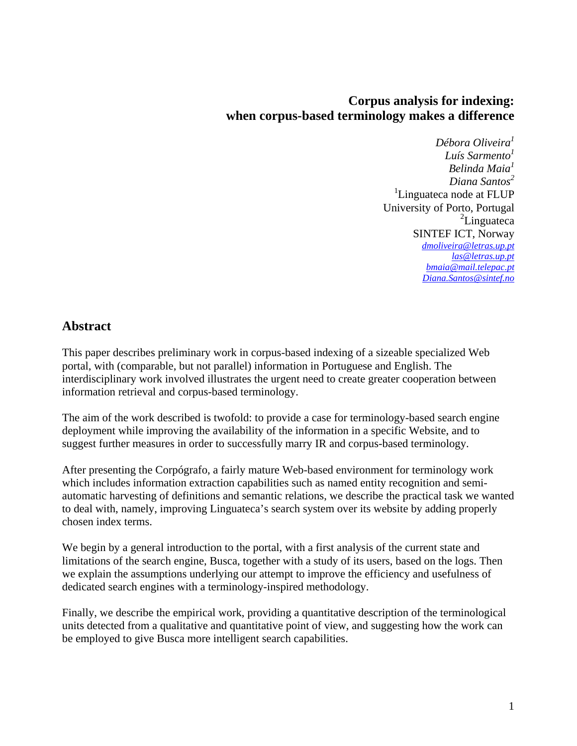# Corpus analysis for indexing: when corpus-based terminology makes a difference

*Débora Oliveira*[1]
*Luís Sarmento*[1]
*Belinda Maia*[1]
*Diana Santos*[2]

[1]Linguateca node at FLUP
University of Porto, Portugal
[2]Linguateca
SINTEF ICT, Norway

*dmoliveira@letras.up.pt*
*las@letras.up.pt*
*bmaia@mail.telepac.pt*
*Diana.Santos@sintef.no*

## Abstract

This paper describes preliminary work in corpus-based indexing of a sizeable specialized Web portal, with (comparable, but not parallel) information in Portuguese and English. The interdisciplinary work involved illustrates the urgent need to create greater cooperation between information retrieval and corpus-based terminology.

The aim of the work described is twofold: to provide a case for terminology-based search engine deployment while improving the availability of the information in a specific Website, and to suggest further measures in order to successfully marry IR and corpus-based terminology.

After presenting the Corpógrafo, a fairly mature Web-based environment for terminology work which includes information extraction capabilities such as named entity recognition and semi-automatic harvesting of definitions and semantic relations, we describe the practical task we wanted to deal with, namely, improving Linguateca's search system over its website by adding properly chosen index terms.

We begin by a general introduction to the portal, with a first analysis of the current state and limitations of the search engine, Busca, together with a study of its users, based on the logs. Then we explain the assumptions underlying our attempt to improve the efficiency and usefulness of dedicated search engines with a terminology-inspired methodology.

Finally, we describe the empirical work, providing a quantitative description of the terminological units detected from a qualitative and quantitative point of view, and suggesting how the work can be employed to give Busca more intelligent search capabilities.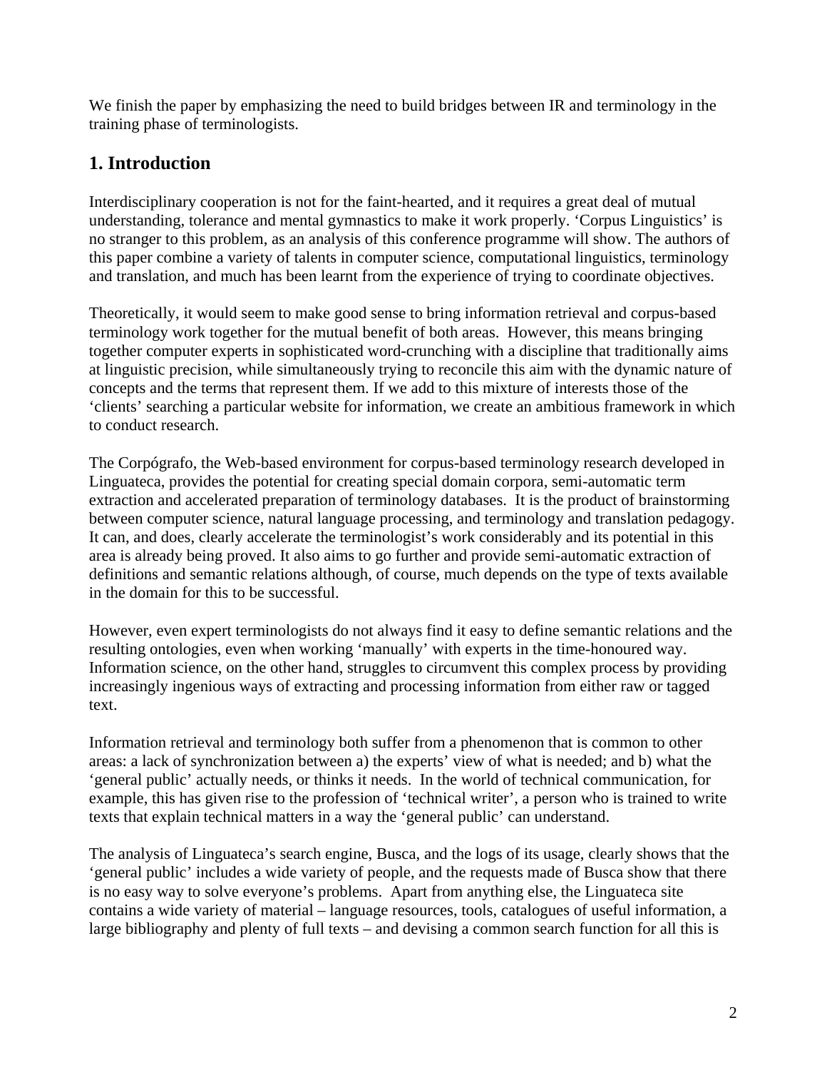We finish the paper by emphasizing the need to build bridges between IR and terminology in the training phase of terminologists.

## 1. Introduction

Interdisciplinary cooperation is not for the faint-hearted, and it requires a great deal of mutual understanding, tolerance and mental gymnastics to make it work properly. 'Corpus Linguistics' is no stranger to this problem, as an analysis of this conference programme will show. The authors of this paper combine a variety of talents in computer science, computational linguistics, terminology and translation, and much has been learnt from the experience of trying to coordinate objectives.

Theoretically, it would seem to make good sense to bring information retrieval and corpus-based terminology work together for the mutual benefit of both areas. However, this means bringing together computer experts in sophisticated word-crunching with a discipline that traditionally aims at linguistic precision, while simultaneously trying to reconcile this aim with the dynamic nature of concepts and the terms that represent them. If we add to this mixture of interests those of the 'clients' searching a particular website for information, we create an ambitious framework in which to conduct research.

The Corpógrafo, the Web-based environment for corpus-based terminology research developed in Linguateca, provides the potential for creating special domain corpora, semi-automatic term extraction and accelerated preparation of terminology databases. It is the product of brainstorming between computer science, natural language processing, and terminology and translation pedagogy. It can, and does, clearly accelerate the terminologist's work considerably and its potential in this area is already being proved. It also aims to go further and provide semi-automatic extraction of definitions and semantic relations although, of course, much depends on the type of texts available in the domain for this to be successful.

However, even expert terminologists do not always find it easy to define semantic relations and the resulting ontologies, even when working 'manually' with experts in the time-honoured way. Information science, on the other hand, struggles to circumvent this complex process by providing increasingly ingenious ways of extracting and processing information from either raw or tagged text.

Information retrieval and terminology both suffer from a phenomenon that is common to other areas: a lack of synchronization between a) the experts' view of what is needed; and b) what the 'general public' actually needs, or thinks it needs. In the world of technical communication, for example, this has given rise to the profession of 'technical writer', a person who is trained to write texts that explain technical matters in a way the 'general public' can understand.

The analysis of Linguateca's search engine, Busca, and the logs of its usage, clearly shows that the 'general public' includes a wide variety of people, and the requests made of Busca show that there is no easy way to solve everyone's problems. Apart from anything else, the Linguateca site contains a wide variety of material – language resources, tools, catalogues of useful information, a large bibliography and plenty of full texts – and devising a common search function for all this is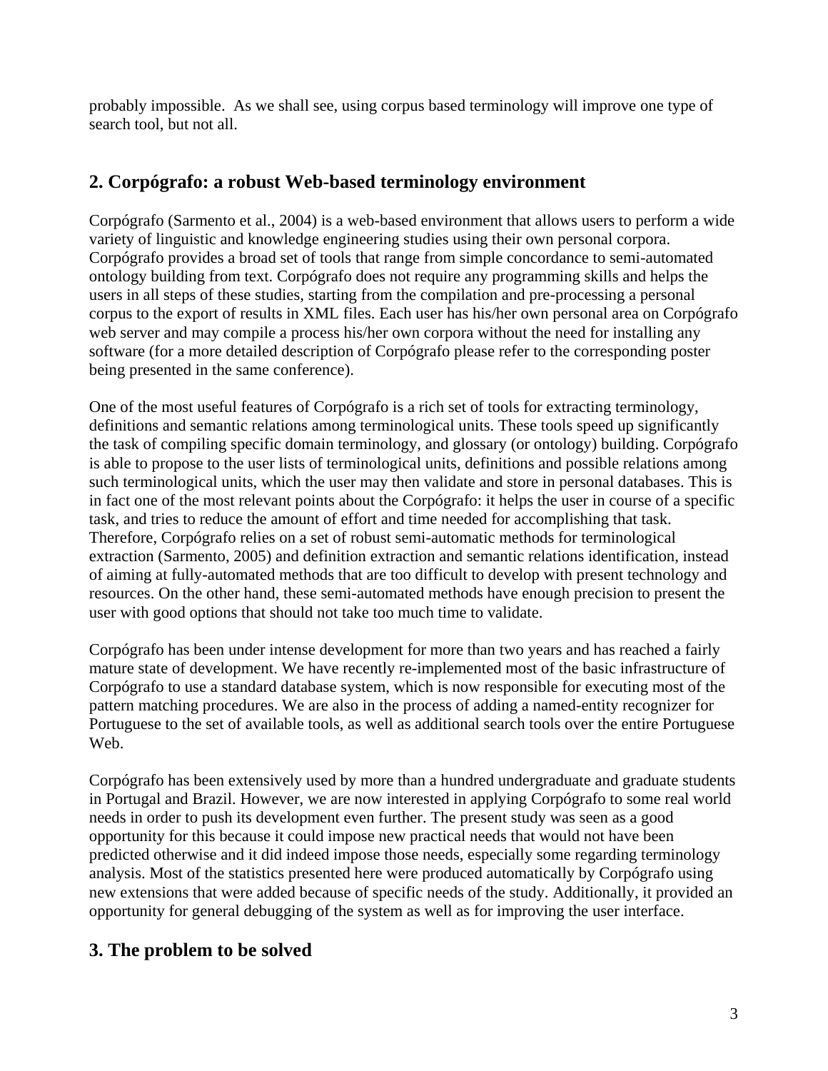probably impossible. As we shall see, using corpus based terminology will improve one type of search tool, but not all.

## 2. Corpógrafo: a robust Web-based terminology environment

Corpógrafo (Sarmento et al., 2004) is a web-based environment that allows users to perform a wide variety of linguistic and knowledge engineering studies using their own personal corpora. Corpógrafo provides a broad set of tools that range from simple concordance to semi-automated ontology building from text. Corpógrafo does not require any programming skills and helps the users in all steps of these studies, starting from the compilation and pre-processing a personal corpus to the export of results in XML files. Each user has his/her own personal area on Corpógrafo web server and may compile a process his/her own corpora without the need for installing any software (for a more detailed description of Corpógrafo please refer to the corresponding poster being presented in the same conference).

One of the most useful features of Corpógrafo is a rich set of tools for extracting terminology, definitions and semantic relations among terminological units. These tools speed up significantly the task of compiling specific domain terminology, and glossary (or ontology) building. Corpógrafo is able to propose to the user lists of terminological units, definitions and possible relations among such terminological units, which the user may then validate and store in personal databases. This is in fact one of the most relevant points about the Corpógrafo: it helps the user in course of a specific task, and tries to reduce the amount of effort and time needed for accomplishing that task. Therefore, Corpógrafo relies on a set of robust semi-automatic methods for terminological extraction (Sarmento, 2005) and definition extraction and semantic relations identification, instead of aiming at fully-automated methods that are too difficult to develop with present technology and resources. On the other hand, these semi-automated methods have enough precision to present the user with good options that should not take too much time to validate.

Corpógrafo has been under intense development for more than two years and has reached a fairly mature state of development. We have recently re-implemented most of the basic infrastructure of Corpógrafo to use a standard database system, which is now responsible for executing most of the pattern matching procedures. We are also in the process of adding a named-entity recognizer for Portuguese to the set of available tools, as well as additional search tools over the entire Portuguese Web.

Corpógrafo has been extensively used by more than a hundred undergraduate and graduate students in Portugal and Brazil. However, we are now interested in applying Corpógrafo to some real world needs in order to push its development even further. The present study was seen as a good opportunity for this because it could impose new practical needs that would not have been predicted otherwise and it did indeed impose those needs, especially some regarding terminology analysis. Most of the statistics presented here were produced automatically by Corpógrafo using new extensions that were added because of specific needs of the study. Additionally, it provided an opportunity for general debugging of the system as well as for improving the user interface.

## 3. The problem to be solved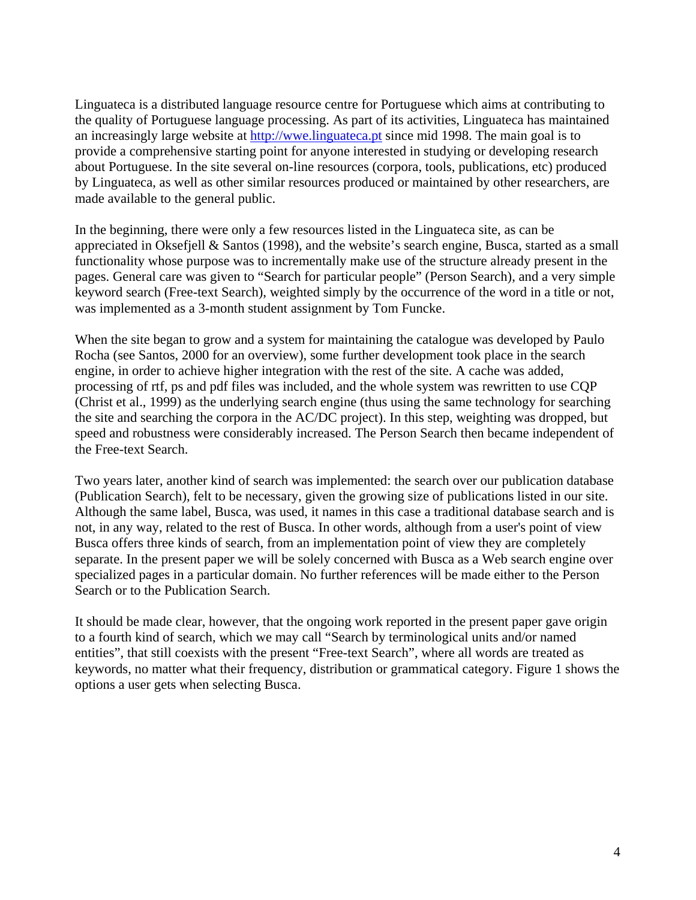Linguateca is a distributed language resource centre for Portuguese which aims at contributing to the quality of Portuguese language processing. As part of its activities, Linguateca has maintained an increasingly large website at [http://wwe.linguateca.pt](http://wwe.linguateca.pt) since mid 1998. The main goal is to provide a comprehensive starting point for anyone interested in studying or developing research about Portuguese. In the site several on-line resources (corpora, tools, publications, etc) produced by Linguateca, as well as other similar resources produced or maintained by other researchers, are made available to the general public.

In the beginning, there were only a few resources listed in the Linguateca site, as can be appreciated in Oksefjell & Santos (1998), and the website's search engine, Busca, started as a small functionality whose purpose was to incrementally make use of the structure already present in the pages. General care was given to "Search for particular people" (Person Search), and a very simple keyword search (Free-text Search), weighted simply by the occurrence of the word in a title or not, was implemented as a 3-month student assignment by Tom Funcke.

When the site began to grow and a system for maintaining the catalogue was developed by Paulo Rocha (see Santos, 2000 for an overview), some further development took place in the search engine, in order to achieve higher integration with the rest of the site. A cache was added, processing of rtf, ps and pdf files was included, and the whole system was rewritten to use CQP (Christ et al., 1999) as the underlying search engine (thus using the same technology for searching the site and searching the corpora in the AC/DC project). In this step, weighting was dropped, but speed and robustness were considerably increased. The Person Search then became independent of the Free-text Search.

Two years later, another kind of search was implemented: the search over our publication database (Publication Search), felt to be necessary, given the growing size of publications listed in our site. Although the same label, Busca, was used, it names in this case a traditional database search and is not, in any way, related to the rest of Busca. In other words, although from a user's point of view Busca offers three kinds of search, from an implementation point of view they are completely separate. In the present paper we will be solely concerned with Busca as a Web search engine over specialized pages in a particular domain. No further references will be made either to the Person Search or to the Publication Search.

It should be made clear, however, that the ongoing work reported in the present paper gave origin to a fourth kind of search, which we may call "Search by terminological units and/or named entities", that still coexists with the present "Free-text Search", where all words are treated as keywords, no matter what their frequency, distribution or grammatical category. Figure 1 shows the options a user gets when selecting Busca.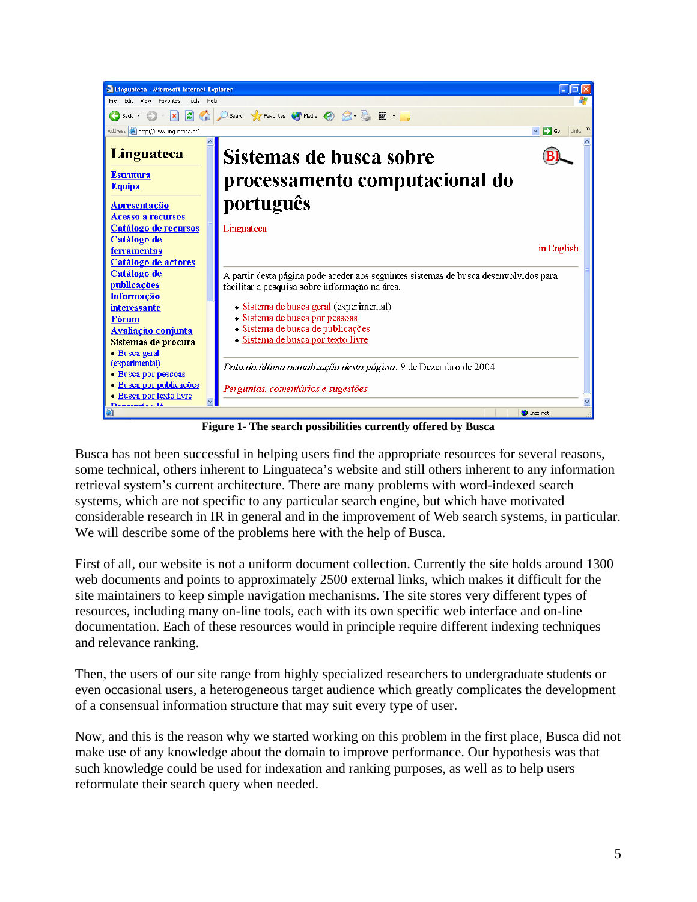Figure 1- The search possibilities currently offered by Busca

Busca has not been successful in helping users find the appropriate resources for several reasons, some technical, others inherent to Linguateca's website and still others inherent to any information retrieval system's current architecture. There are many problems with word-indexed search systems, which are not specific to any particular search engine, but which have motivated considerable research in IR in general and in the improvement of Web search systems, in particular. We will describe some of the problems here with the help of Busca.

First of all, our website is not a uniform document collection. Currently the site holds around 1300 web documents and points to approximately 2500 external links, which makes it difficult for the site maintainers to keep simple navigation mechanisms. The site stores very different types of resources, including many on-line tools, each with its own specific web interface and on-line documentation. Each of these resources would in principle require different indexing techniques and relevance ranking.

Then, the users of our site range from highly specialized researchers to undergraduate students or even occasional users, a heterogeneous target audience which greatly complicates the development of a consensual information structure that may suit every type of user.

Now, and this is the reason why we started working on this problem in the first place, Busca did not make use of any knowledge about the domain to improve performance. Our hypothesis was that such knowledge could be used for indexation and ranking purposes, as well as to help users reformulate their search query when needed.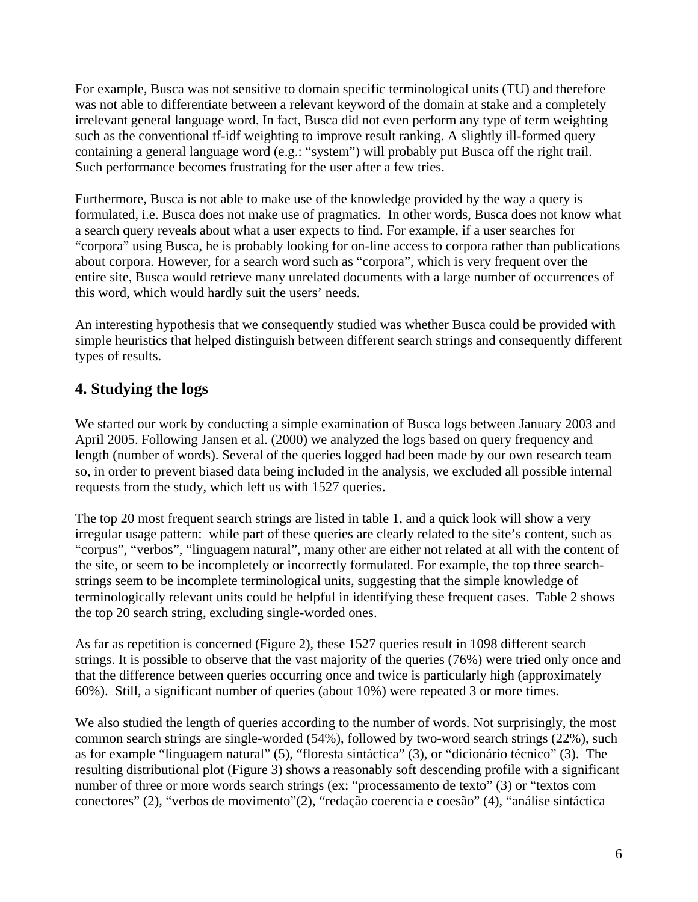For example, Busca was not sensitive to domain specific terminological units (TU) and therefore was not able to differentiate between a relevant keyword of the domain at stake and a completely irrelevant general language word. In fact, Busca did not even perform any type of term weighting such as the conventional tf-idf weighting to improve result ranking. A slightly ill-formed query containing a general language word (e.g.: "system") will probably put Busca off the right trail. Such performance becomes frustrating for the user after a few tries.

Furthermore, Busca is not able to make use of the knowledge provided by the way a query is formulated, i.e. Busca does not make use of pragmatics. In other words, Busca does not know what a search query reveals about what a user expects to find. For example, if a user searches for "corpora" using Busca, he is probably looking for on-line access to corpora rather than publications about corpora. However, for a search word such as "corpora", which is very frequent over the entire site, Busca would retrieve many unrelated documents with a large number of occurrences of this word, which would hardly suit the users' needs.

An interesting hypothesis that we consequently studied was whether Busca could be provided with simple heuristics that helped distinguish between different search strings and consequently different types of results.

## 4. Studying the logs

We started our work by conducting a simple examination of Busca logs between January 2003 and April 2005. Following Jansen et al. (2000) we analyzed the logs based on query frequency and length (number of words). Several of the queries logged had been made by our own research team so, in order to prevent biased data being included in the analysis, we excluded all possible internal requests from the study, which left us with 1527 queries.

The top 20 most frequent search strings are listed in table 1, and a quick look will show a very irregular usage pattern: while part of these queries are clearly related to the site's content, such as "corpus", "verbos", "linguagem natural", many other are either not related at all with the content of the site, or seem to be incompletely or incorrectly formulated. For example, the top three search-strings seem to be incomplete terminological units, suggesting that the simple knowledge of terminologically relevant units could be helpful in identifying these frequent cases. Table 2 shows the top 20 search string, excluding single-worded ones.

As far as repetition is concerned (Figure 2), these 1527 queries result in 1098 different search strings. It is possible to observe that the vast majority of the queries (76%) were tried only once and that the difference between queries occurring once and twice is particularly high (approximately 60%). Still, a significant number of queries (about 10%) were repeated 3 or more times.

We also studied the length of queries according to the number of words. Not surprisingly, the most common search strings are single-worded (54%), followed by two-word search strings (22%), such as for example "linguagem natural" (5), "floresta sintáctica" (3), or "dicionário técnico" (3). The resulting distributional plot (Figure 3) shows a reasonably soft descending profile with a significant number of three or more words search strings (ex: "processamento de texto" (3) or "textos com conectores" (2), "verbos de movimento"(2), "redação coerencia e coesão" (4), "análise sintáctica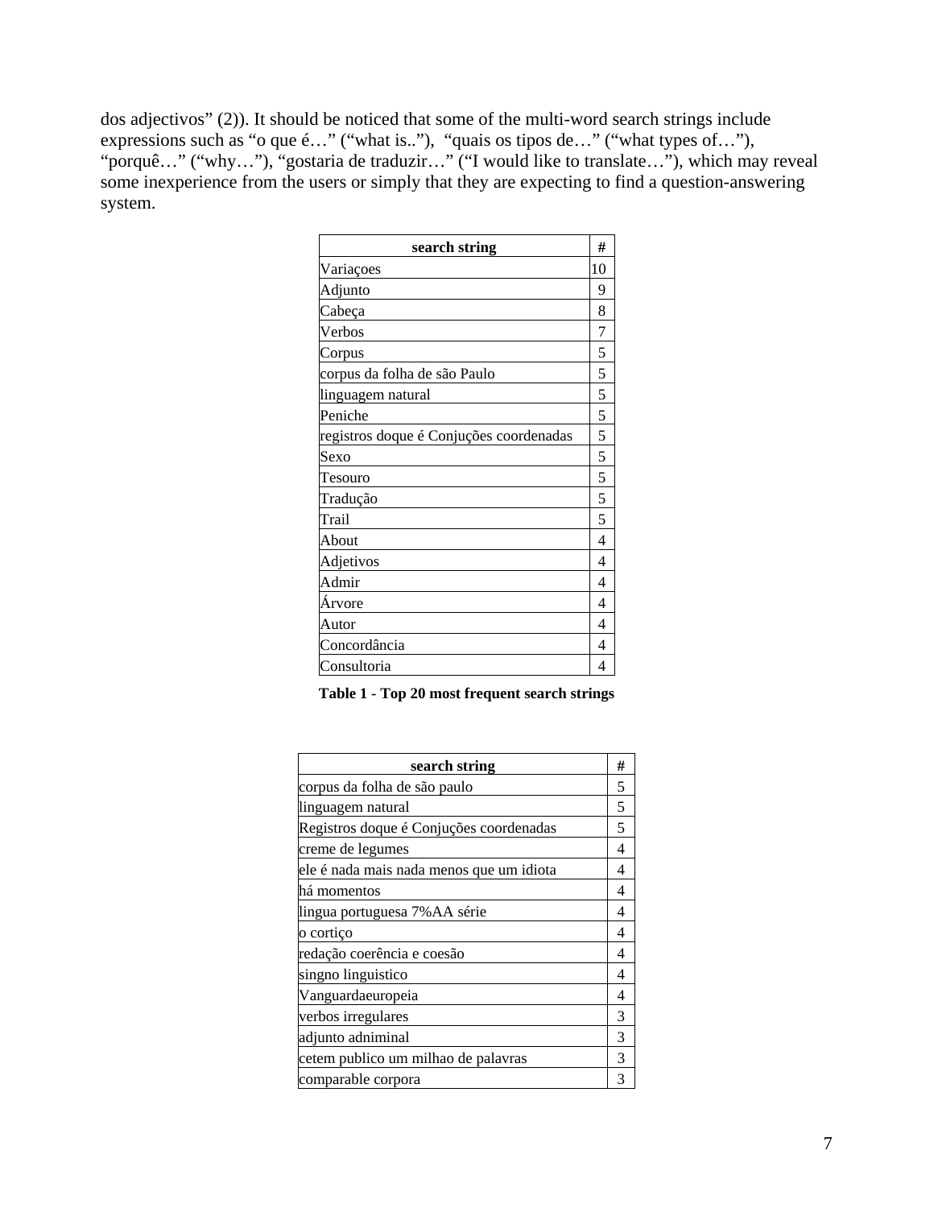dos adjectivos" (2)). It should be noticed that some of the multi-word search strings include expressions such as "o que é…" ("what is.."), "quais os tipos de…" ("what types of…"), "porquê…" ("why…"), "gostaria de traduzir…" ("I would like to translate…"), which may reveal some inexperience from the users or simply that they are expecting to find a question-answering system.

| search string | # |
|---|---|
| Variaçoes | 10 |
| Adjunto | 9 |
| Cabeça | 8 |
| Verbos | 7 |
| Corpus | 5 |
| corpus da folha de são Paulo | 5 |
| linguagem natural | 5 |
| Peniche | 5 |
| registros doque é Conjuções coordenadas | 5 |
| Sexo | 5 |
| Tesouro | 5 |
| Tradução | 5 |
| Trail | 5 |
| About | 4 |
| Adjetivos | 4 |
| Admir | 4 |
| Árvore | 4 |
| Autor | 4 |
| Concordância | 4 |
| Consultoria | 4 |

**Table 1 - Top 20 most frequent search strings**

| search string | # |
|---|---|
| corpus da folha de são paulo | 5 |
| linguagem natural | 5 |
| Registros doque é Conjuções coordenadas | 5 |
| creme de legumes | 4 |
| ele é nada mais nada menos que um idiota | 4 |
| há momentos | 4 |
| lingua portuguesa 7%AA série | 4 |
| o cortiço | 4 |
| redação coerência e coesão | 4 |
| singno linguistico | 4 |
| Vanguardaeuropeia | 4 |
| verbos irregulares | 3 |
| adjunto adniminal | 3 |
| cetem publico um milhao de palavras | 3 |
| comparable corpora | 3 |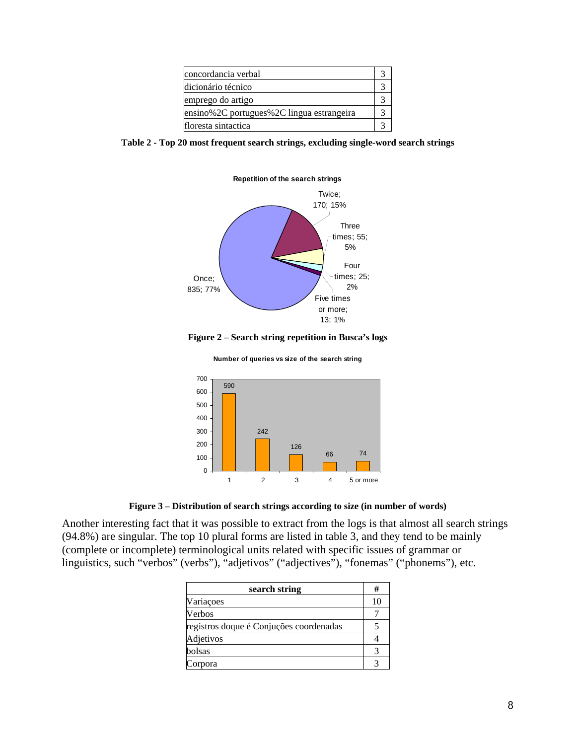| concordancia verbal | 3 |
|---|---|
| dicionário técnico | 3 |
| emprego do artigo | 3 |
| ensino%2C portugues%2C lingua estrangeira | 3 |
| floresta sintactica | 3 |

**Table 2 - Top 20 most frequent search strings, excluding single-word search strings**

**Figure 2 – Search string repetition in Busca's logs**

**Figure 3 – Distribution of search strings according to size (in number of words)**

Another interesting fact that it was possible to extract from the logs is that almost all search strings (94.8%) are singular. The top 10 plural forms are listed in table 3, and they tend to be mainly (complete or incomplete) terminological units related with specific issues of grammar or linguistics, such "verbos" ("verbs"), "adjetivos" ("adjectives"), "fonemas" ("phonems"), etc.

| search string | # |
|---|---|
| Variaçoes | 10 |
| Verbos | 7 |
| registros doque é Conjuções coordenadas | 5 |
| Adjetivos | 4 |
| bolsas | 3 |
| Corpora | 3 |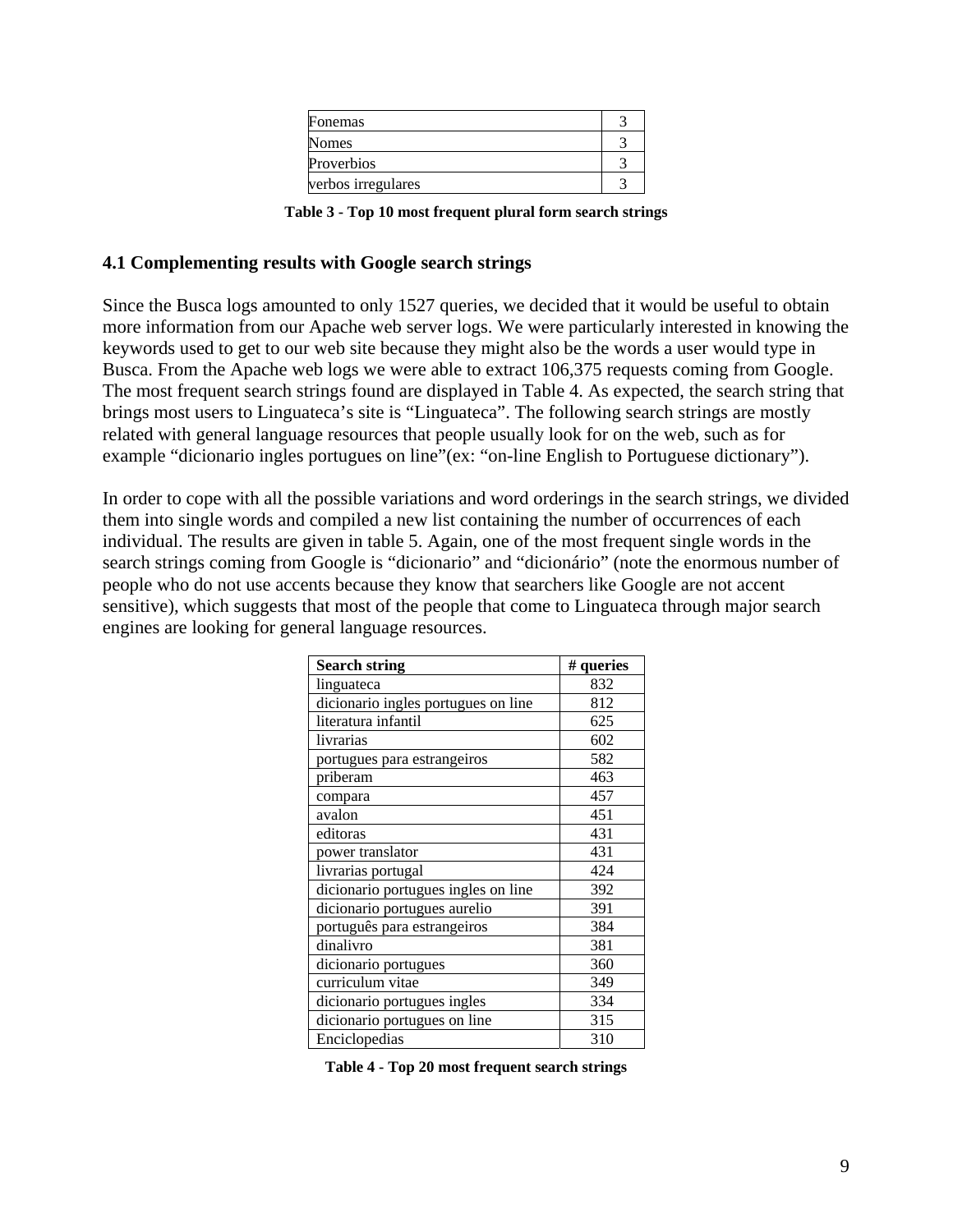| Fonemas | 3 |
|---|---|
| Nomes | 3 |
| Proverbios | 3 |
| verbos irregulares | 3 |

**Table 3 - Top 10 most frequent plural form search strings**

### 4.1 Complementing results with Google search strings

Since the Busca logs amounted to only 1527 queries, we decided that it would be useful to obtain more information from our Apache web server logs. We were particularly interested in knowing the keywords used to get to our web site because they might also be the words a user would type in Busca. From the Apache web logs we were able to extract 106,375 requests coming from Google. The most frequent search strings found are displayed in Table 4. As expected, the search string that brings most users to Linguateca's site is "Linguateca". The following search strings are mostly related with general language resources that people usually look for on the web, such as for example "dicionario ingles portugues on line"(ex: "on-line English to Portuguese dictionary").

In order to cope with all the possible variations and word orderings in the search strings, we divided them into single words and compiled a new list containing the number of occurrences of each individual. The results are given in table 5. Again, one of the most frequent single words in the search strings coming from Google is "dicionario" and "dicionário" (note the enormous number of people who do not use accents because they know that searchers like Google are not accent sensitive), which suggests that most of the people that come to Linguateca through major search engines are looking for general language resources.

| Search string | # queries |
|---|---|
| linguateca | 832 |
| dicionario ingles portugues on line | 812 |
| literatura infantil | 625 |
| livrarias | 602 |
| portugues para estrangeiros | 582 |
| priberam | 463 |
| compara | 457 |
| avalon | 451 |
| editoras | 431 |
| power translator | 431 |
| livrarias portugal | 424 |
| dicionario portugues ingles on line | 392 |
| dicionario portugues aurelio | 391 |
| português para estrangeiros | 384 |
| dinalivro | 381 |
| dicionario portugues | 360 |
| curriculum vitae | 349 |
| dicionario portugues ingles | 334 |
| dicionario portugues on line | 315 |
| Enciclopedias | 310 |

**Table 4 - Top 20 most frequent search strings**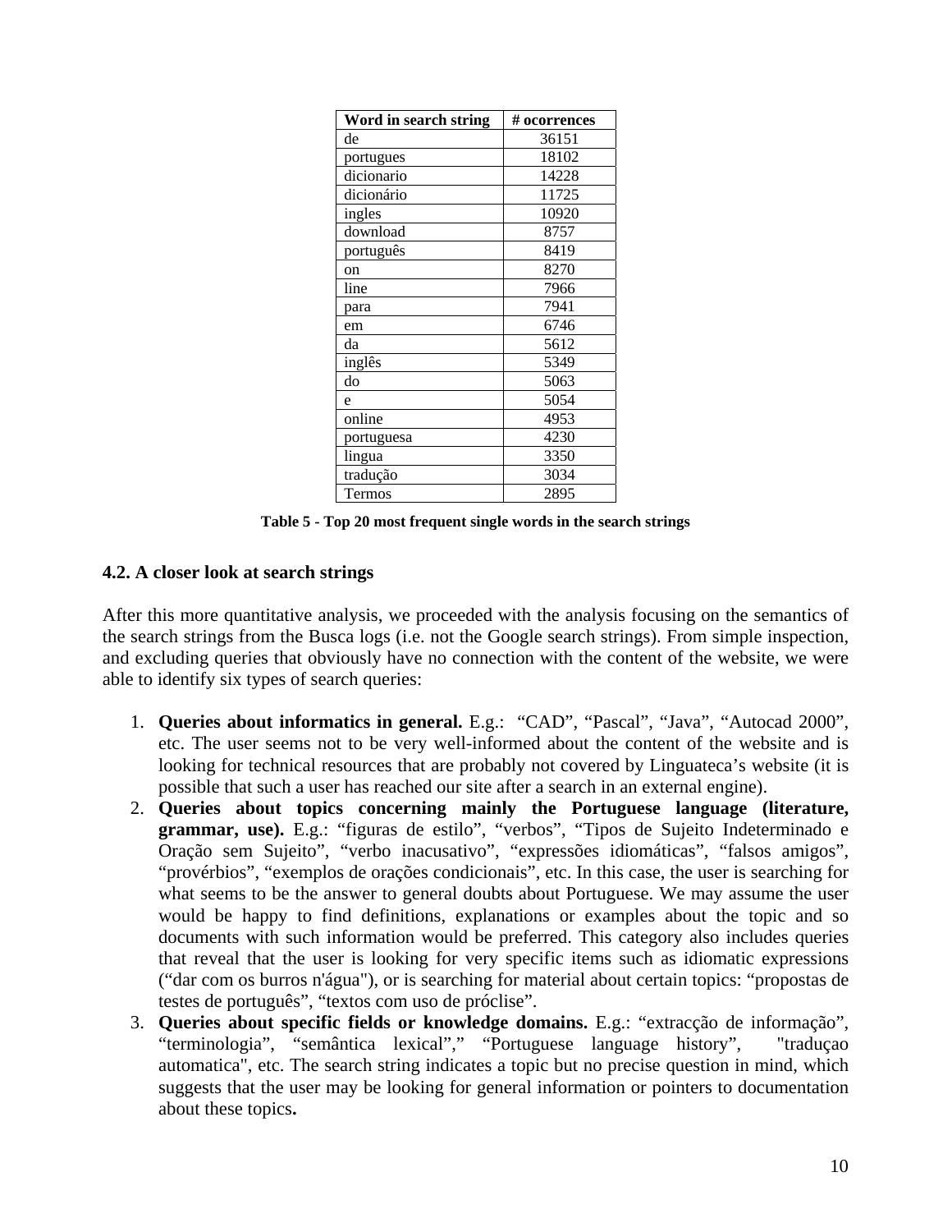| Word in search string | # ocorrences |
| --- | --- |
| de | 36151 |
| portugues | 18102 |
| dicionario | 14228 |
| dicionário | 11725 |
| ingles | 10920 |
| download | 8757 |
| português | 8419 |
| on | 8270 |
| line | 7966 |
| para | 7941 |
| em | 6746 |
| da | 5612 |
| inglês | 5349 |
| do | 5063 |
| e | 5054 |
| online | 4953 |
| portuguesa | 4230 |
| lingua | 3350 |
| tradução | 3034 |
| Termos | 2895 |

**Table 5 - Top 20 most frequent single words in the search strings**

### 4.2. A closer look at search strings

After this more quantitative analysis, we proceeded with the analysis focusing on the semantics of the search strings from the Busca logs (i.e. not the Google search strings). From simple inspection, and excluding queries that obviously have no connection with the content of the website, we were able to identify six types of search queries:

1. **Queries about informatics in general.** E.g.: "CAD", "Pascal", "Java", "Autocad 2000", etc. The user seems not to be very well-informed about the content of the website and is looking for technical resources that are probably not covered by Linguateca's website (it is possible that such a user has reached our site after a search in an external engine).
2. **Queries about topics concerning mainly the Portuguese language (literature, grammar, use).** E.g.: "figuras de estilo", "verbos", "Tipos de Sujeito Indeterminado e Oração sem Sujeito", "verbo inacusativo", "expressões idiomáticas", "falsos amigos", "provérbios", "exemplos de orações condicionais", etc. In this case, the user is searching for what seems to be the answer to general doubts about Portuguese. We may assume the user would be happy to find definitions, explanations or examples about the topic and so documents with such information would be preferred. This category also includes queries that reveal that the user is looking for very specific items such as idiomatic expressions ("dar com os burros n'água"), or is searching for material about certain topics: "propostas de testes de português", "textos com uso de próclise".
3. **Queries about specific fields or knowledge domains.** E.g.: "extracção de informação", "terminologia", "semântica lexical"," "Portuguese language history", "traduçao automatica", etc. The search string indicates a topic but no precise question in mind, which suggests that the user may be looking for general information or pointers to documentation about these topics**.**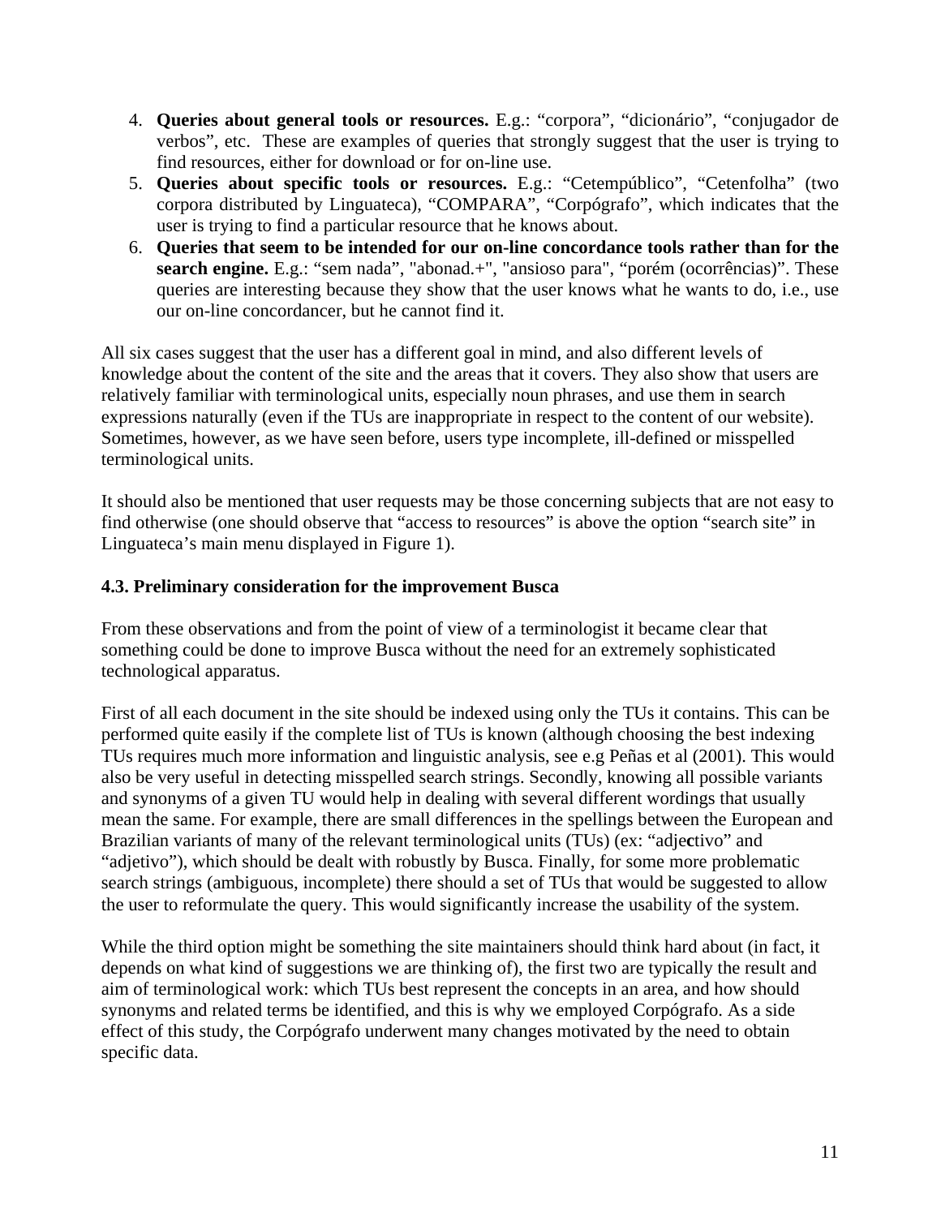4. **Queries about general tools or resources.** E.g.: “corpora”, “dicionário”, “conjugador de verbos”, etc. These are examples of queries that strongly suggest that the user is trying to find resources, either for download or for on-line use.
5. **Queries about specific tools or resources.** E.g.: “Cetempúblico”, “Cetenfolha” (two corpora distributed by Linguateca), “COMPARA”, “Corpógrafo”, which indicates that the user is trying to find a particular resource that he knows about.
6. **Queries that seem to be intended for our on-line concordance tools rather than for the search engine.** E.g.: “sem nada”, "abonad.+", "ansioso para", “porém (ocorrências)”. These queries are interesting because they show that the user knows what he wants to do, i.e., use our on-line concordancer, but he cannot find it.

All six cases suggest that the user has a different goal in mind, and also different levels of knowledge about the content of the site and the areas that it covers. They also show that users are relatively familiar with terminological units, especially noun phrases, and use them in search expressions naturally (even if the TUs are inappropriate in respect to the content of our website). Sometimes, however, as we have seen before, users type incomplete, ill-defined or misspelled terminological units.

It should also be mentioned that user requests may be those concerning subjects that are not easy to find otherwise (one should observe that “access to resources” is above the option “search site” in Linguateca’s main menu displayed in Figure 1).

### 4.3. Preliminary consideration for the improvement Busca

From these observations and from the point of view of a terminologist it became clear that something could be done to improve Busca without the need for an extremely sophisticated technological apparatus.

First of all each document in the site should be indexed using only the TUs it contains. This can be performed quite easily if the complete list of TUs is known (although choosing the best indexing TUs requires much more information and linguistic analysis, see e.g Peñas et al (2001). This would also be very useful in detecting misspelled search strings. Secondly, knowing all possible variants and synonyms of a given TU would help in dealing with several different wordings that usually mean the same. For example, there are small differences in the spellings between the European and Brazilian variants of many of the relevant terminological units (TUs) (ex: “adje**c**tivo” and “adjetivo”), which should be dealt with robustly by Busca. Finally, for some more problematic search strings (ambiguous, incomplete) there should a set of TUs that would be suggested to allow the user to reformulate the query. This would significantly increase the usability of the system.

While the third option might be something the site maintainers should think hard about (in fact, it depends on what kind of suggestions we are thinking of), the first two are typically the result and aim of terminological work: which TUs best represent the concepts in an area, and how should synonyms and related terms be identified, and this is why we employed Corpógrafo. As a side effect of this study, the Corpógrafo underwent many changes motivated by the need to obtain specific data.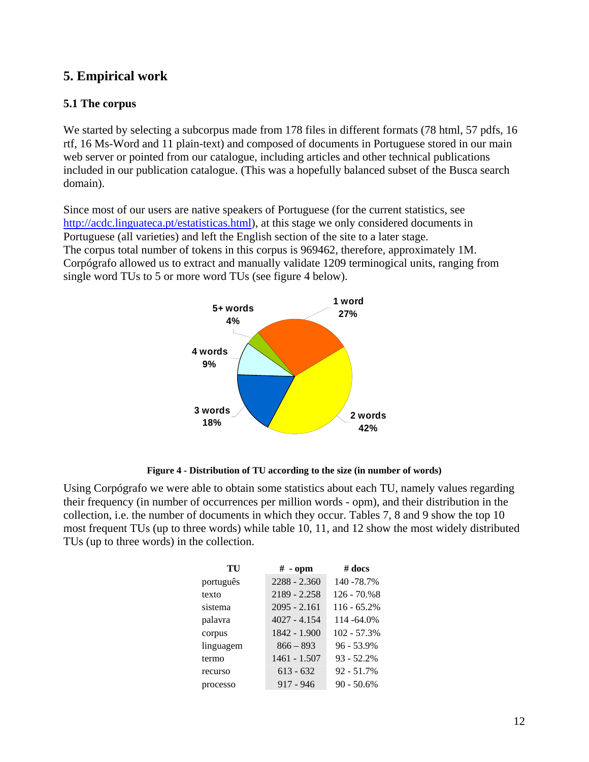## 5. Empirical work

### 5.1 The corpus

We started by selecting a subcorpus made from 178 files in different formats (78 html, 57 pdfs, 16 rtf, 16 Ms-Word and 11 plain-text) and composed of documents in Portuguese stored in our main web server or pointed from our catalogue, including articles and other technical publications included in our publication catalogue. (This was a hopefully balanced subset of the Busca search domain).

Since most of our users are native speakers of Portuguese (for the current statistics, see http://acdc.linguateca.pt/estatisticas.html), at this stage we only considered documents in Portuguese (all varieties) and left the English section of the site to a later stage.
The corpus total number of tokens in this corpus is 969462, therefore, approximately 1M. Corpógrafo allowed us to extract and manually validate 1209 terminogical units, ranging from single word TUs to 5 or more word TUs (see figure 4 below).

1 word 27%; 2 words 42%; 3 words 18%; 4 words 9%; 5+ words 4%

**Figure 4 - Distribution of TU according to the size (in number of words)**

Using Corpógrafo we were able to obtain some statistics about each TU, namely values regarding their frequency (in number of occurrences per million words - opm), and their distribution in the collection, i.e. the number of documents in which they occur. Tables 7, 8 and 9 show the top 10 most frequent TUs (up to three words) while table 10, 11, and 12 show the most widely distributed TUs (up to three words) in the collection.

| TU | # - opm | # docs |
|---|---|---|
| português | 2288 - 2.360 | 140 -78.7% |
| texto | 2189 - 2.258 | 126 - 70.%8 |
| sistema | 2095 - 2.161 | 116 - 65.2% |
| palavra | 4027 - 4.154 | 114 -64.0% |
| corpus | 1842 - 1.900 | 102 - 57.3% |
| linguagem | 866 – 893 | 96 - 53.9% |
| termo | 1461 - 1.507 | 93 - 52.2% |
| recurso | 613 - 632 | 92 - 51.7% |
| processo | 917 - 946 | 90 - 50.6% |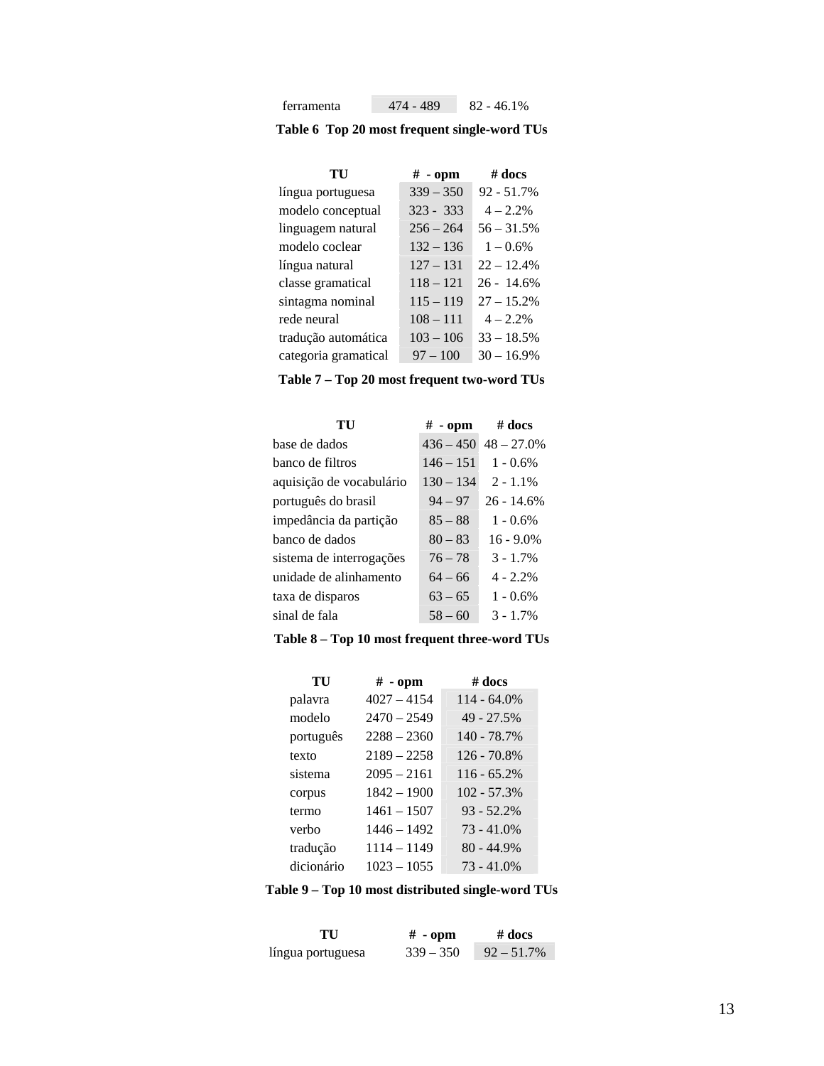| ferramenta | 474 - 489 | 82 - 46.1% |
|---|---|---|

**Table 6 Top 20 most frequent single-word TUs**

| TU | # - opm | # docs |
|---|---|---|
| língua portuguesa | 339 – 350 | 92 - 51.7% |
| modelo conceptual | 323 - 333 | 4 – 2.2% |
| linguagem natural | 256 – 264 | 56 – 31.5% |
| modelo coclear | 132 – 136 | 1 – 0.6% |
| língua natural | 127 – 131 | 22 – 12.4% |
| classe gramatical | 118 – 121 | 26 - 14.6% |
| sintagma nominal | 115 – 119 | 27 – 15.2% |
| rede neural | 108 – 111 | 4 – 2.2% |
| tradução automática | 103 – 106 | 33 – 18.5% |
| categoria gramatical | 97 – 100 | 30 – 16.9% |

**Table 7 – Top 20 most frequent two-word TUs**

| TU | # - opm | # docs |
|---|---|---|
| base de dados | 436 – 450 | 48 – 27.0% |
| banco de filtros | 146 – 151 | 1 - 0.6% |
| aquisição de vocabulário | 130 – 134 | 2 - 1.1% |
| português do brasil | 94 – 97 | 26 - 14.6% |
| impedância da partição | 85 – 88 | 1 - 0.6% |
| banco de dados | 80 – 83 | 16 - 9.0% |
| sistema de interrogações | 76 – 78 | 3 - 1.7% |
| unidade de alinhamento | 64 – 66 | 4 - 2.2% |
| taxa de disparos | 63 – 65 | 1 - 0.6% |
| sinal de fala | 58 – 60 | 3 - 1.7% |

**Table 8 – Top 10 most frequent three-word TUs**

| TU | # - opm | # docs |
|---|---|---|
| palavra | 4027 – 4154 | 114 - 64.0% |
| modelo | 2470 – 2549 | 49 - 27.5% |
| português | 2288 – 2360 | 140 - 78.7% |
| texto | 2189 – 2258 | 126 - 70.8% |
| sistema | 2095 – 2161 | 116 - 65.2% |
| corpus | 1842 – 1900 | 102 - 57.3% |
| termo | 1461 – 1507 | 93 - 52.2% |
| verbo | 1446 – 1492 | 73 - 41.0% |
| tradução | 1114 – 1149 | 80 - 44.9% |
| dicionário | 1023 – 1055 | 73 - 41.0% |

**Table 9 – Top 10 most distributed single-word TUs**

| TU | # - opm | # docs |
|---|---|---|
| língua portuguesa | 339 – 350 | 92 – 51.7% |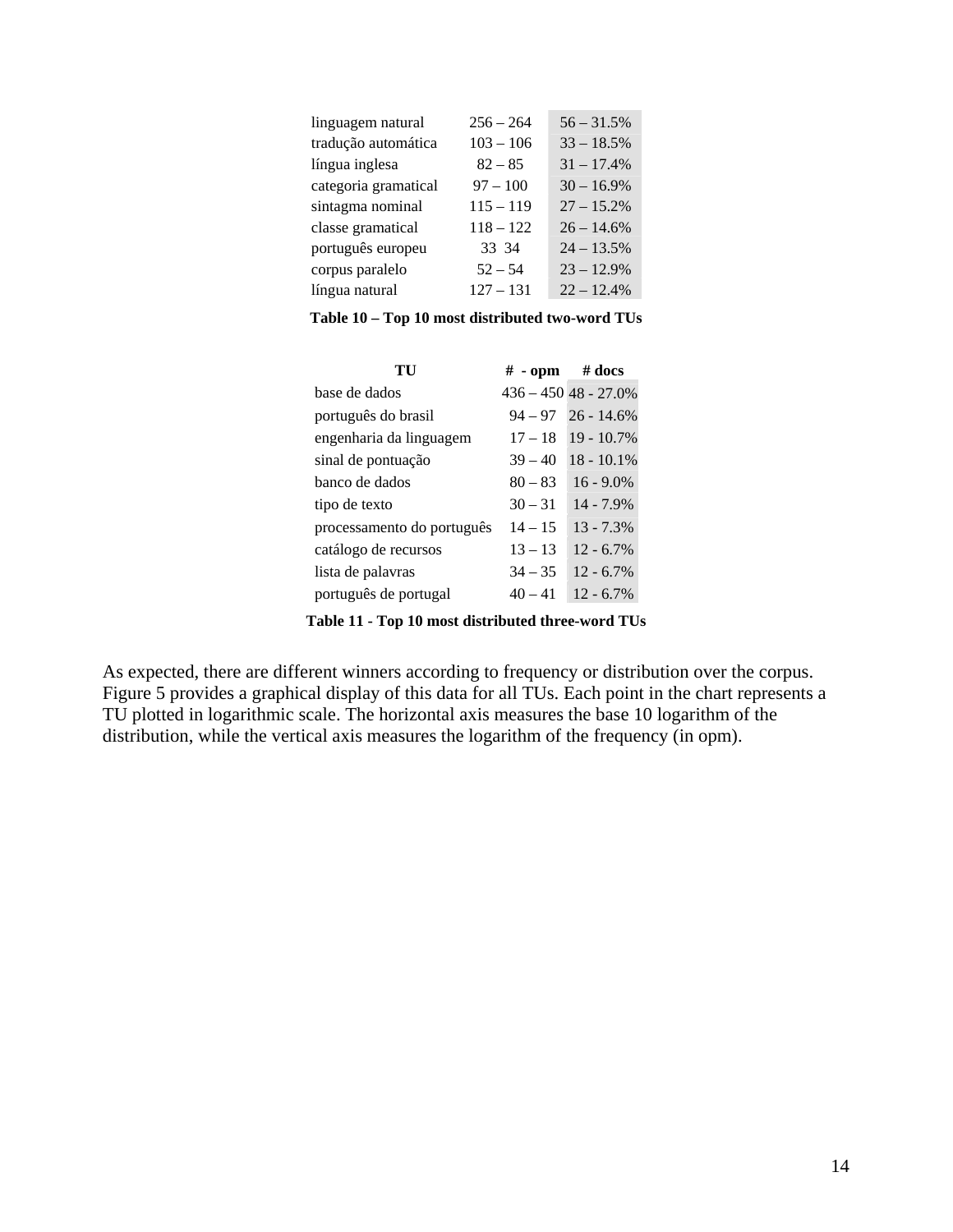| | | |
|---|---|---|
| linguagem natural | 256 – 264 | 56 – 31.5% |
| tradução automática | 103 – 106 | 33 – 18.5% |
| língua inglesa | 82 – 85 | 31 – 17.4% |
| categoria gramatical | 97 – 100 | 30 – 16.9% |
| sintagma nominal | 115 – 119 | 27 – 15.2% |
| classe gramatical | 118 – 122 | 26 – 14.6% |
| português europeu | 33 34 | 24 – 13.5% |
| corpus paralelo | 52 – 54 | 23 – 12.9% |
| língua natural | 127 – 131 | 22 – 12.4% |

**Table 10 – Top 10 most distributed two-word TUs**

| TU | # - opm | # docs |
|---|---|---|
| base de dados | 436 – 450 | 48 - 27.0% |
| português do brasil | 94 – 97 | 26 - 14.6% |
| engenharia da linguagem | 17 – 18 | 19 - 10.7% |
| sinal de pontuação | 39 – 40 | 18 - 10.1% |
| banco de dados | 80 – 83 | 16 - 9.0% |
| tipo de texto | 30 – 31 | 14 - 7.9% |
| processamento do português | 14 – 15 | 13 - 7.3% |
| catálogo de recursos | 13 – 13 | 12 - 6.7% |
| lista de palavras | 34 – 35 | 12 - 6.7% |
| português de portugal | 40 – 41 | 12 - 6.7% |

**Table 11 - Top 10 most distributed three-word TUs**

As expected, there are different winners according to frequency or distribution over the corpus. Figure 5 provides a graphical display of this data for all TUs. Each point in the chart represents a TU plotted in logarithmic scale. The horizontal axis measures the base 10 logarithm of the distribution, while the vertical axis measures the logarithm of the frequency (in opm).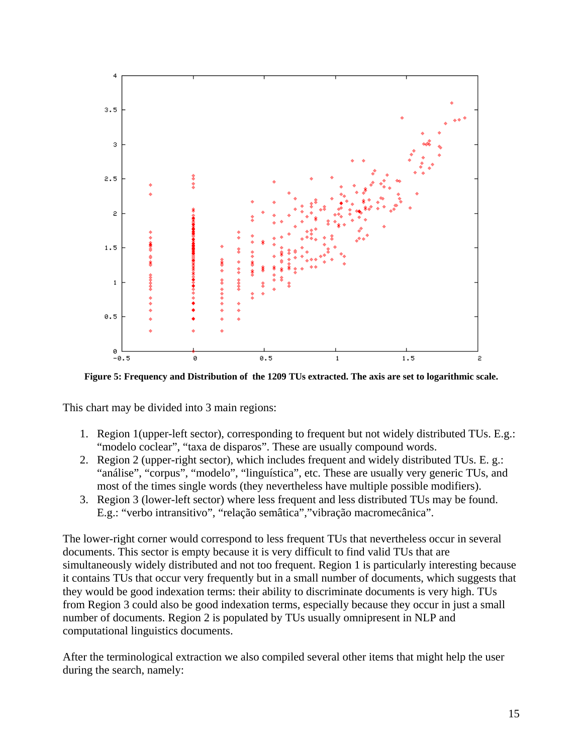**Figure 5: Frequency and Distribution of the 1209 TUs extracted. The axis are set to logarithmic scale.**

This chart may be divided into 3 main regions:

1. Region 1(upper-left sector), corresponding to frequent but not widely distributed TUs. E.g.: “modelo coclear”, “taxa de disparos”. These are usually compound words.
2. Region 2 (upper-right sector), which includes frequent and widely distributed TUs. E. g.: “análise”, “corpus”, “modelo”, “linguística”, etc. These are usually very generic TUs, and most of the times single words (they nevertheless have multiple possible modifiers).
3. Region 3 (lower-left sector) where less frequent and less distributed TUs may be found. E.g.: “verbo intransitivo”, “relação semâtica”,”vibração macromecânica”.

The lower-right corner would correspond to less frequent TUs that nevertheless occur in several documents. This sector is empty because it is very difficult to find valid TUs that are simultaneously widely distributed and not too frequent. Region 1 is particularly interesting because it contains TUs that occur very frequently but in a small number of documents, which suggests that they would be good indexation terms: their ability to discriminate documents is very high. TUs from Region 3 could also be good indexation terms, especially because they occur in just a small number of documents. Region 2 is populated by TUs usually omnipresent in NLP and computational linguistics documents.

After the terminological extraction we also compiled several other items that might help the user during the search, namely: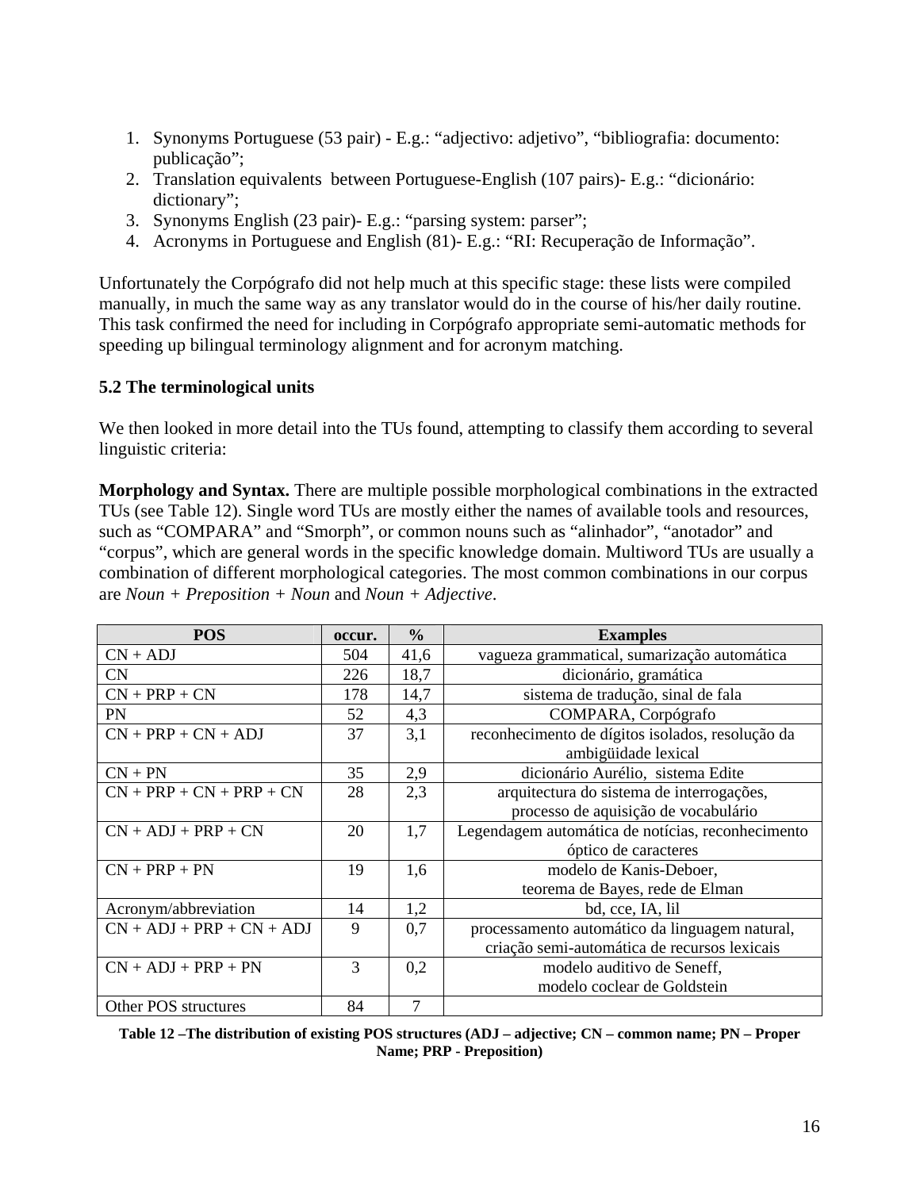1. Synonyms Portuguese (53 pair) - E.g.: “adjectivo: adjetivo”, “bibliografia: documento: publicação”;
2. Translation equivalents  between Portuguese-English (107 pairs)- E.g.: “dicionário: dictionary”;
3. Synonyms English (23 pair)- E.g.: “parsing system: parser”;
4. Acronyms in Portuguese and English (81)- E.g.: “RI: Recuperação de Informação”.

Unfortunately the Corpógrafo did not help much at this specific stage: these lists were compiled manually, in much the same way as any translator would do in the course of his/her daily routine. This task confirmed the need for including in Corpógrafo appropriate semi-automatic methods for speeding up bilingual terminology alignment and for acronym matching.

### 5.2 The terminological units

We then looked in more detail into the TUs found, attempting to classify them according to several linguistic criteria:

**Morphology and Syntax.** There are multiple possible morphological combinations in the extracted TUs (see Table 12). Single word TUs are mostly either the names of available tools and resources, such as “COMPARA” and “Smorph”, or common nouns such as “alinhador”, “anotador” and “corpus”, which are general words in the specific knowledge domain. Multiword TUs are usually a combination of different morphological categories. The most common combinations in our corpus are *Noun + Preposition + Noun* and *Noun + Adjective*.

| POS | occur. | % | Examples |
|---|---|---|---|
| CN + ADJ | 504 | 41,6 | vagueza grammatical, sumarização automática |
| CN | 226 | 18,7 | dicionário, gramática |
| CN + PRP + CN | 178 | 14,7 | sistema de tradução, sinal de fala |
| PN | 52 | 4,3 | COMPARA, Corpógrafo |
| CN + PRP + CN + ADJ | 37 | 3,1 | reconhecimento de dígitos isolados, resolução da ambigüidade lexical |
| CN + PN | 35 | 2,9 | dicionário Aurélio,  sistema Edite |
| CN + PRP + CN + PRP + CN | 28 | 2,3 | arquitectura do sistema de interrogações, processo de aquisição de vocabulário |
| CN + ADJ + PRP + CN | 20 | 1,7 | Legendagem automática de notícias, reconhecimento óptico de caracteres |
| CN + PRP + PN | 19 | 1,6 | modelo de Kanis-Deboer, teorema de Bayes, rede de Elman |
| Acronym/abbreviation | 14 | 1,2 | bd, cce, IA, lil |
| CN + ADJ + PRP + CN + ADJ | 9 | 0,7 | processamento automático da linguagem natural, criação semi-automática de recursos lexicais |
| CN + ADJ + PRP + PN | 3 | 0,2 | modelo auditivo de Seneff, modelo coclear de Goldstein |
| Other POS structures | 84 | 7 | |

**Table 12 –The distribution of existing POS structures (ADJ – adjective; CN – common name; PN – Proper Name; PRP - Preposition)**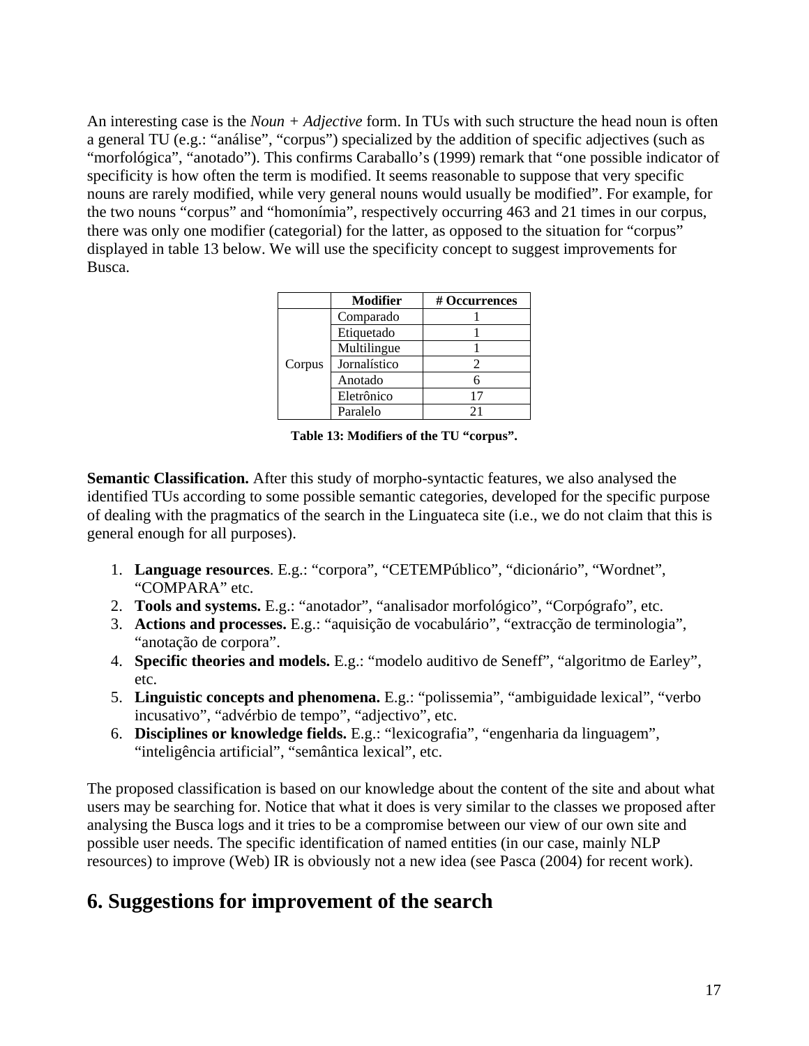An interesting case is the *Noun + Adjective* form. In TUs with such structure the head noun is often a general TU (e.g.: "análise", "corpus") specialized by the addition of specific adjectives (such as "morfológica", "anotado"). This confirms Caraballo's (1999) remark that "one possible indicator of specificity is how often the term is modified. It seems reasonable to suppose that very specific nouns are rarely modified, while very general nouns would usually be modified". For example, for the two nouns "corpus" and "homonímia", respectively occurring 463 and 21 times in our corpus, there was only one modifier (categorial) for the latter, as opposed to the situation for "corpus" displayed in table 13 below. We will use the specificity concept to suggest improvements for Busca.

| | Modifier | # Occurrences |
|---|---|---|
| Corpus | Comparado | 1 |
| | Etiquetado | 1 |
| | Multilingue | 1 |
| | Jornalístico | 2 |
| | Anotado | 6 |
| | Eletrônico | 17 |
| | Paralelo | 21 |

**Table 13: Modifiers of the TU "corpus".**

**Semantic Classification.** After this study of morpho-syntactic features, we also analysed the identified TUs according to some possible semantic categories, developed for the specific purpose of dealing with the pragmatics of the search in the Linguateca site (i.e., we do not claim that this is general enough for all purposes).

1. **Language resources**. E.g.: "corpora", "CETEMPúblico", "dicionário", "Wordnet", "COMPARA" etc.
2. **Tools and systems.** E.g.: "anotador", "analisador morfológico", "Corpógrafo", etc.
3. **Actions and processes.** E.g.: "aquisição de vocabulário", "extracção de terminologia", "anotação de corpora".
4. **Specific theories and models.** E.g.: "modelo auditivo de Seneff", "algoritmo de Earley", etc.
5. **Linguistic concepts and phenomena.** E.g.: "polissemia", "ambiguidade lexical", "verbo incusativo", "advérbio de tempo", "adjectivo", etc.
6. **Disciplines or knowledge fields.** E.g.: "lexicografia", "engenharia da linguagem", "inteligência artificial", "semântica lexical", etc.

The proposed classification is based on our knowledge about the content of the site and about what users may be searching for. Notice that what it does is very similar to the classes we proposed after analysing the Busca logs and it tries to be a compromise between our view of our own site and possible user needs. The specific identification of named entities (in our case, mainly NLP resources) to improve (Web) IR is obviously not a new idea (see Pasca (2004) for recent work).

## 6. Suggestions for improvement of the search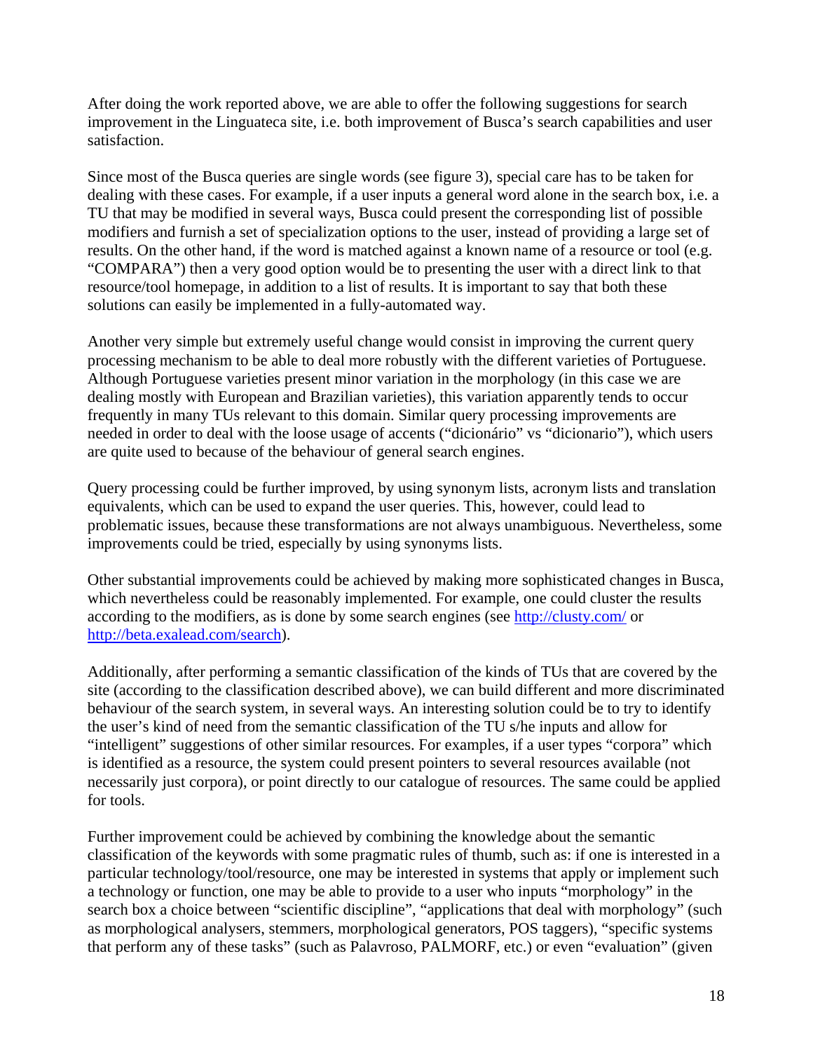After doing the work reported above, we are able to offer the following suggestions for search improvement in the Linguateca site, i.e. both improvement of Busca's search capabilities and user satisfaction.

Since most of the Busca queries are single words (see figure 3), special care has to be taken for dealing with these cases. For example, if a user inputs a general word alone in the search box, i.e. a TU that may be modified in several ways, Busca could present the corresponding list of possible modifiers and furnish a set of specialization options to the user, instead of providing a large set of results. On the other hand, if the word is matched against a known name of a resource or tool (e.g. "COMPARA") then a very good option would be to presenting the user with a direct link to that resource/tool homepage, in addition to a list of results. It is important to say that both these solutions can easily be implemented in a fully-automated way.

Another very simple but extremely useful change would consist in improving the current query processing mechanism to be able to deal more robustly with the different varieties of Portuguese. Although Portuguese varieties present minor variation in the morphology (in this case we are dealing mostly with European and Brazilian varieties), this variation apparently tends to occur frequently in many TUs relevant to this domain. Similar query processing improvements are needed in order to deal with the loose usage of accents ("dicionário" vs "dicionario"), which users are quite used to because of the behaviour of general search engines.

Query processing could be further improved, by using synonym lists, acronym lists and translation equivalents, which can be used to expand the user queries. This, however, could lead to problematic issues, because these transformations are not always unambiguous. Nevertheless, some improvements could be tried, especially by using synonyms lists.

Other substantial improvements could be achieved by making more sophisticated changes in Busca, which nevertheless could be reasonably implemented. For example, one could cluster the results according to the modifiers, as is done by some search engines (see http://clusty.com/ or http://beta.exalead.com/search).

Additionally, after performing a semantic classification of the kinds of TUs that are covered by the site (according to the classification described above), we can build different and more discriminated behaviour of the search system, in several ways. An interesting solution could be to try to identify the user's kind of need from the semantic classification of the TU s/he inputs and allow for "intelligent" suggestions of other similar resources. For examples, if a user types "corpora" which is identified as a resource, the system could present pointers to several resources available (not necessarily just corpora), or point directly to our catalogue of resources. The same could be applied for tools.

Further improvement could be achieved by combining the knowledge about the semantic classification of the keywords with some pragmatic rules of thumb, such as: if one is interested in a particular technology/tool/resource, one may be interested in systems that apply or implement such a technology or function, one may be able to provide to a user who inputs "morphology" in the search box a choice between "scientific discipline", "applications that deal with morphology" (such as morphological analysers, stemmers, morphological generators, POS taggers), "specific systems that perform any of these tasks" (such as Palavroso, PALMORF, etc.) or even "evaluation" (given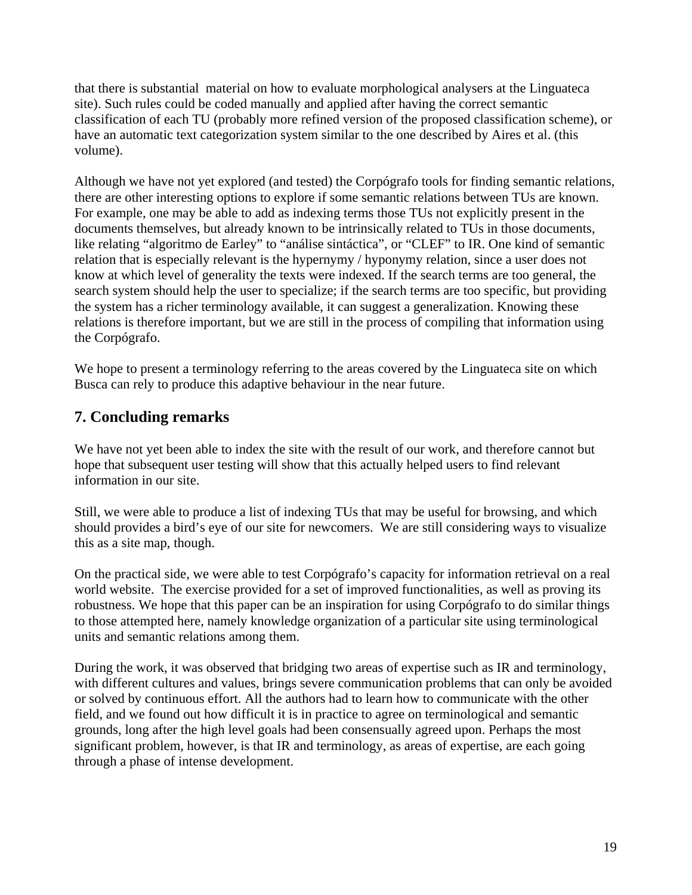that there is substantial  material on how to evaluate morphological analysers at the Linguateca site). Such rules could be coded manually and applied after having the correct semantic classification of each TU (probably more refined version of the proposed classification scheme), or have an automatic text categorization system similar to the one described by Aires et al. (this volume).

Although we have not yet explored (and tested) the Corpógrafo tools for finding semantic relations, there are other interesting options to explore if some semantic relations between TUs are known. For example, one may be able to add as indexing terms those TUs not explicitly present in the documents themselves, but already known to be intrinsically related to TUs in those documents, like relating "algoritmo de Earley" to "análise sintáctica", or "CLEF" to IR. One kind of semantic relation that is especially relevant is the hypernymy / hyponymy relation, since a user does not know at which level of generality the texts were indexed. If the search terms are too general, the search system should help the user to specialize; if the search terms are too specific, but providing the system has a richer terminology available, it can suggest a generalization. Knowing these relations is therefore important, but we are still in the process of compiling that information using the Corpógrafo.

We hope to present a terminology referring to the areas covered by the Linguateca site on which Busca can rely to produce this adaptive behaviour in the near future.

## 7. Concluding remarks

We have not yet been able to index the site with the result of our work, and therefore cannot but hope that subsequent user testing will show that this actually helped users to find relevant information in our site.

Still, we were able to produce a list of indexing TUs that may be useful for browsing, and which should provides a bird's eye of our site for newcomers.  We are still considering ways to visualize this as a site map, though.

On the practical side, we were able to test Corpógrafo's capacity for information retrieval on a real world website.  The exercise provided for a set of improved functionalities, as well as proving its robustness. We hope that this paper can be an inspiration for using Corpógrafo to do similar things to those attempted here, namely knowledge organization of a particular site using terminological units and semantic relations among them.

During the work, it was observed that bridging two areas of expertise such as IR and terminology, with different cultures and values, brings severe communication problems that can only be avoided or solved by continuous effort. All the authors had to learn how to communicate with the other field, and we found out how difficult it is in practice to agree on terminological and semantic grounds, long after the high level goals had been consensually agreed upon. Perhaps the most significant problem, however, is that IR and terminology, as areas of expertise, are each going through a phase of intense development.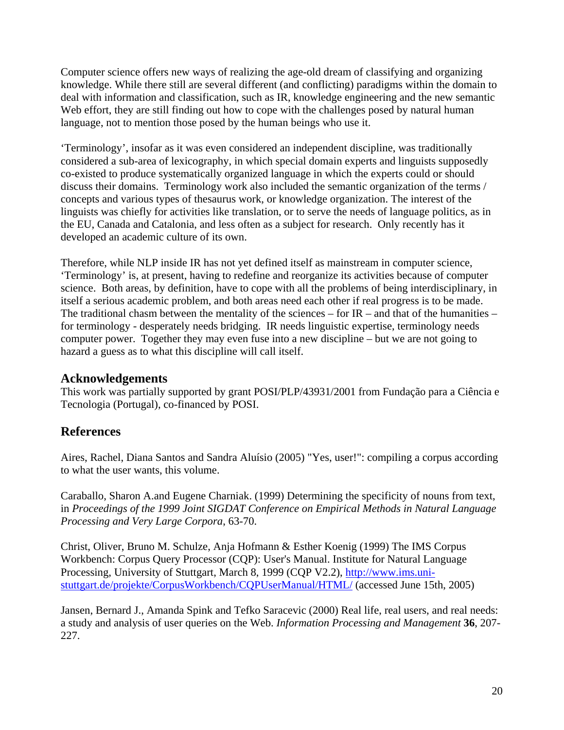Computer science offers new ways of realizing the age-old dream of classifying and organizing knowledge. While there still are several different (and conflicting) paradigms within the domain to deal with information and classification, such as IR, knowledge engineering and the new semantic Web effort, they are still finding out how to cope with the challenges posed by natural human language, not to mention those posed by the human beings who use it.

'Terminology', insofar as it was even considered an independent discipline, was traditionally considered a sub-area of lexicography, in which special domain experts and linguists supposedly co-existed to produce systematically organized language in which the experts could or should discuss their domains. Terminology work also included the semantic organization of the terms / concepts and various types of thesaurus work, or knowledge organization. The interest of the linguists was chiefly for activities like translation, or to serve the needs of language politics, as in the EU, Canada and Catalonia, and less often as a subject for research. Only recently has it developed an academic culture of its own.

Therefore, while NLP inside IR has not yet defined itself as mainstream in computer science, 'Terminology' is, at present, having to redefine and reorganize its activities because of computer science. Both areas, by definition, have to cope with all the problems of being interdisciplinary, in itself a serious academic problem, and both areas need each other if real progress is to be made. The traditional chasm between the mentality of the sciences – for IR – and that of the humanities – for terminology - desperately needs bridging. IR needs linguistic expertise, terminology needs computer power. Together they may even fuse into a new discipline – but we are not going to hazard a guess as to what this discipline will call itself.

## Acknowledgements

This work was partially supported by grant POSI/PLP/43931/2001 from Fundação para a Ciência e Tecnologia (Portugal), co-financed by POSI.

## References

Aires, Rachel, Diana Santos and Sandra Aluísio (2005) "Yes, user!": compiling a corpus according to what the user wants, this volume.

Caraballo, Sharon A.and Eugene Charniak. (1999) Determining the specificity of nouns from text, in *Proceedings of the 1999 Joint SIGDAT Conference on Empirical Methods in Natural Language Processing and Very Large Corpora*, 63-70.

Christ, Oliver, Bruno M. Schulze, Anja Hofmann & Esther Koenig (1999) The IMS Corpus Workbench: Corpus Query Processor (CQP): User's Manual. Institute for Natural Language Processing, University of Stuttgart, March 8, 1999 (CQP V2.2), http://www.ims.uni-stuttgart.de/projekte/CorpusWorkbench/CQPUserManual/HTML/ (accessed June 15th, 2005)

Jansen, Bernard J., Amanda Spink and Tefko Saracevic (2000) Real life, real users, and real needs: a study and analysis of user queries on the Web. *Information Processing and Management* **36**, 207-227.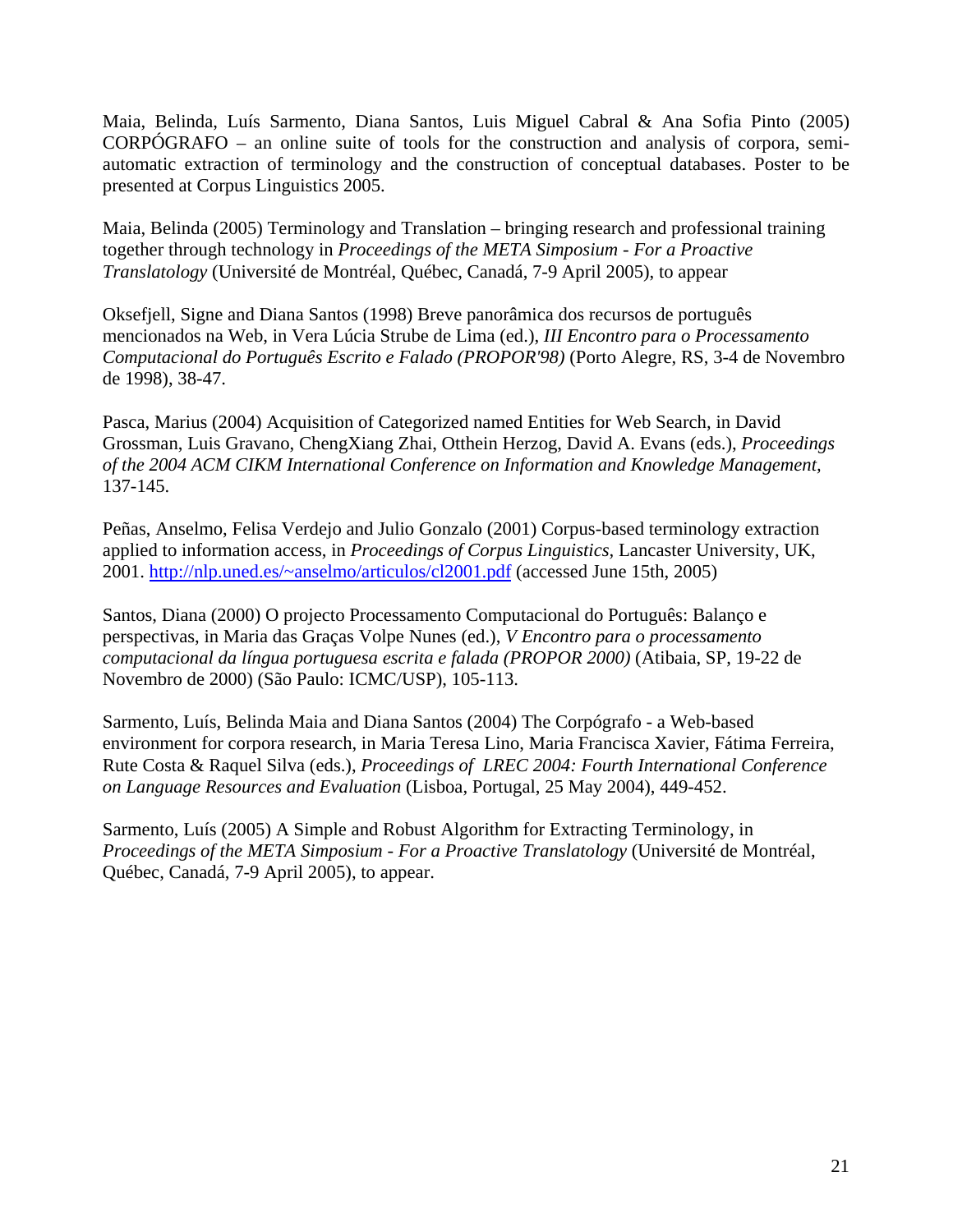Maia, Belinda, Luís Sarmento, Diana Santos, Luis Miguel Cabral & Ana Sofia Pinto (2005) CORPÓGRAFO – an online suite of tools for the construction and analysis of corpora, semi-automatic extraction of terminology and the construction of conceptual databases. Poster to be presented at Corpus Linguistics 2005.

Maia, Belinda (2005) Terminology and Translation – bringing research and professional training together through technology in *Proceedings of the META Simposium - For a Proactive Translatology* (Université de Montréal, Québec, Canadá, 7-9 April 2005), to appear

Oksefjell, Signe and Diana Santos (1998) Breve panorâmica dos recursos de português mencionados na Web, in Vera Lúcia Strube de Lima (ed.), *III Encontro para o Processamento Computacional do Português Escrito e Falado (PROPOR'98)* (Porto Alegre, RS, 3-4 de Novembro de 1998), 38-47.

Pasca, Marius (2004) Acquisition of Categorized named Entities for Web Search, in David Grossman, Luis Gravano, ChengXiang Zhai, Otthein Herzog, David A. Evans (eds.), *Proceedings of the 2004 ACM CIKM International Conference on Information and Knowledge Management*, 137-145.

Peñas, Anselmo, Felisa Verdejo and Julio Gonzalo (2001) Corpus-based terminology extraction applied to information access, in *Proceedings of Corpus Linguistics*, Lancaster University, UK, 2001. http://nlp.uned.es/~anselmo/articulos/cl2001.pdf (accessed June 15th, 2005)

Santos, Diana (2000) O projecto Processamento Computacional do Português: Balanço e perspectivas, in Maria das Graças Volpe Nunes (ed.), *V Encontro para o processamento computacional da língua portuguesa escrita e falada (PROPOR 2000)* (Atibaia, SP, 19-22 de Novembro de 2000) (São Paulo: ICMC/USP), 105-113.

Sarmento, Luís, Belinda Maia and Diana Santos (2004) The Corpógrafo - a Web-based environment for corpora research, in Maria Teresa Lino, Maria Francisca Xavier, Fátima Ferreira, Rute Costa & Raquel Silva (eds.), *Proceedings of LREC 2004: Fourth International Conference on Language Resources and Evaluation* (Lisboa, Portugal, 25 May 2004), 449-452.

Sarmento, Luís (2005) A Simple and Robust Algorithm for Extracting Terminology, in *Proceedings of the META Simposium - For a Proactive Translatology* (Université de Montréal, Québec, Canadá, 7-9 April 2005), to appear.